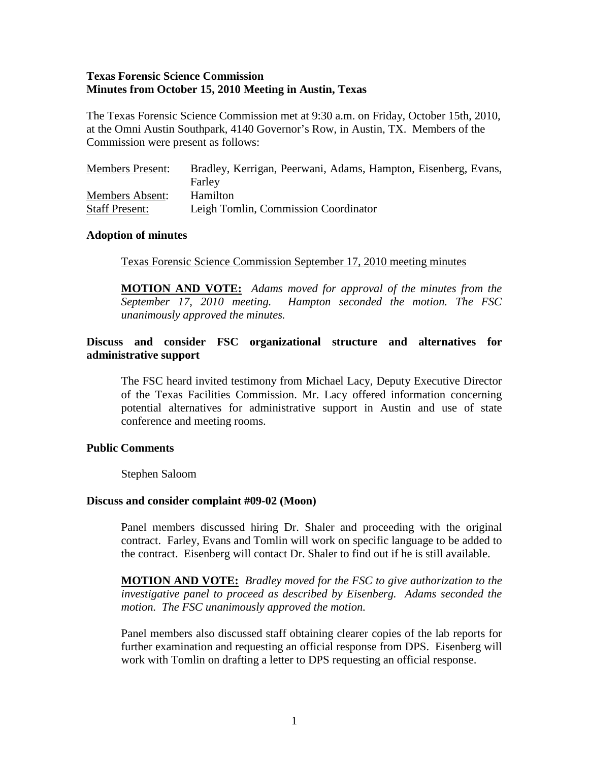**Texas Forensic Science Commission**
**Minutes from October 15, 2010 Meeting in Austin, Texas**

The Texas Forensic Science Commission met at 9:30 a.m. on Friday, October 15th, 2010, at the Omni Austin Southpark, 4140 Governor's Row, in Austin, TX. Members of the Commission were present as follows:

| | |
|---|---|
| Members Present: | Bradley, Kerrigan, Peerwani, Adams, Hampton, Eisenberg, Evans, Farley |
| Members Absent: | Hamilton |
| Staff Present: | Leigh Tomlin, Commission Coordinator |

**Adoption of minutes**

Texas Forensic Science Commission September 17, 2010 meeting minutes

**MOTION AND VOTE:** *Adams moved for approval of the minutes from the September 17, 2010 meeting. Hampton seconded the motion. The FSC unanimously approved the minutes.*

**Discuss and consider FSC organizational structure and alternatives for administrative support**

The FSC heard invited testimony from Michael Lacy, Deputy Executive Director of the Texas Facilities Commission. Mr. Lacy offered information concerning potential alternatives for administrative support in Austin and use of state conference and meeting rooms.

**Public Comments**

Stephen Saloom

**Discuss and consider complaint #09-02 (Moon)**

Panel members discussed hiring Dr. Shaler and proceeding with the original contract. Farley, Evans and Tomlin will work on specific language to be added to the contract. Eisenberg will contact Dr. Shaler to find out if he is still available.

**MOTION AND VOTE:** *Bradley moved for the FSC to give authorization to the investigative panel to proceed as described by Eisenberg. Adams seconded the motion. The FSC unanimously approved the motion.*

Panel members also discussed staff obtaining clearer copies of the lab reports for further examination and requesting an official response from DPS. Eisenberg will work with Tomlin on drafting a letter to DPS requesting an official response.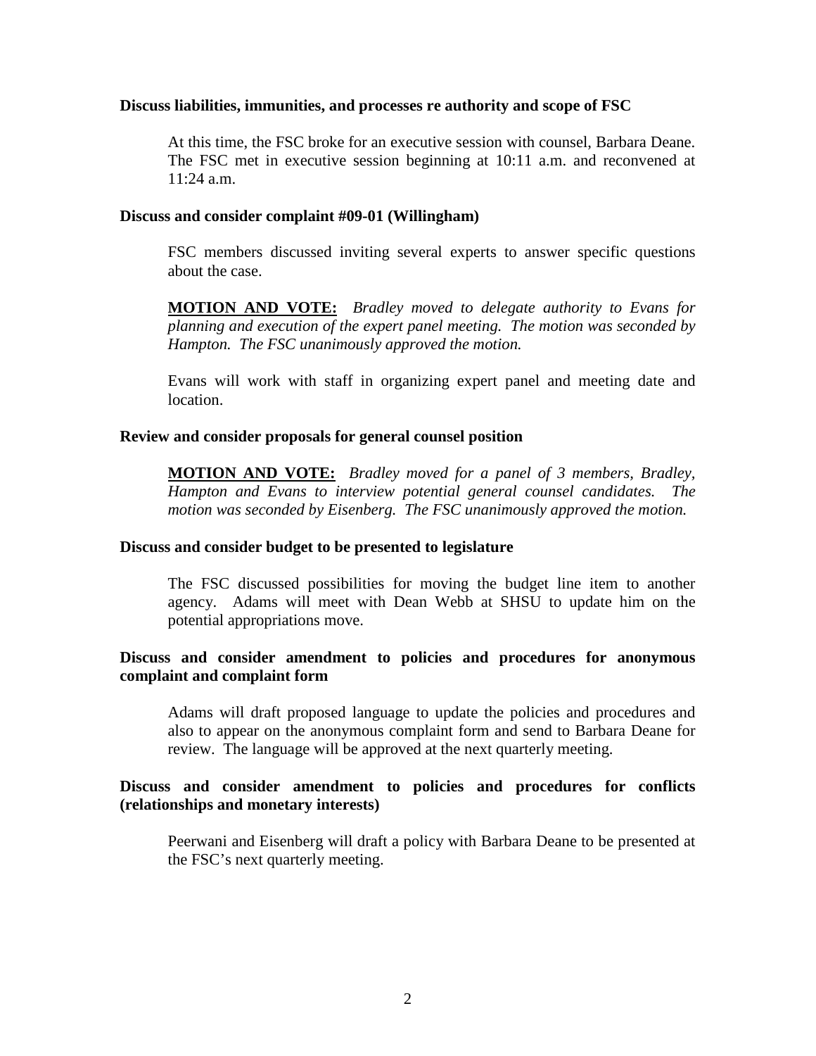**Discuss liabilities, immunities, and processes re authority and scope of FSC**

At this time, the FSC broke for an executive session with counsel, Barbara Deane. The FSC met in executive session beginning at 10:11 a.m. and reconvened at 11:24 a.m.

**Discuss and consider complaint #09-01 (Willingham)**

FSC members discussed inviting several experts to answer specific questions about the case.

**MOTION AND VOTE:** *Bradley moved to delegate authority to Evans for planning and execution of the expert panel meeting. The motion was seconded by Hampton. The FSC unanimously approved the motion.*

Evans will work with staff in organizing expert panel and meeting date and location.

**Review and consider proposals for general counsel position**

**MOTION AND VOTE:** *Bradley moved for a panel of 3 members, Bradley, Hampton and Evans to interview potential general counsel candidates. The motion was seconded by Eisenberg. The FSC unanimously approved the motion.*

**Discuss and consider budget to be presented to legislature**

The FSC discussed possibilities for moving the budget line item to another agency. Adams will meet with Dean Webb at SHSU to update him on the potential appropriations move.

**Discuss and consider amendment to policies and procedures for anonymous complaint and complaint form**

Adams will draft proposed language to update the policies and procedures and also to appear on the anonymous complaint form and send to Barbara Deane for review. The language will be approved at the next quarterly meeting.

**Discuss and consider amendment to policies and procedures for conflicts (relationships and monetary interests)**

Peerwani and Eisenberg will draft a policy with Barbara Deane to be presented at the FSC's next quarterly meeting.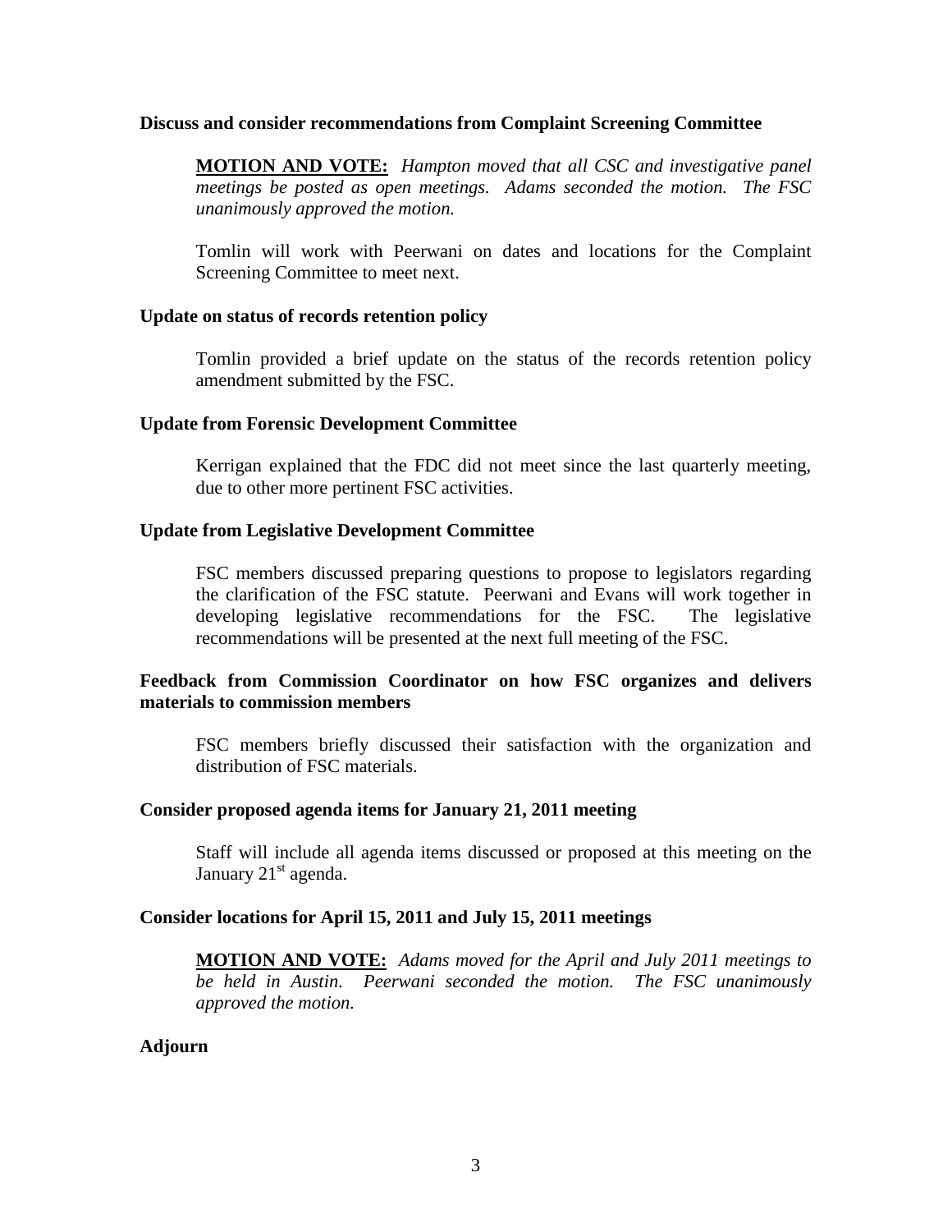**Discuss and consider recommendations from Complaint Screening Committee**

**MOTION AND VOTE:** *Hampton moved that all CSC and investigative panel meetings be posted as open meetings. Adams seconded the motion. The FSC unanimously approved the motion.*

Tomlin will work with Peerwani on dates and locations for the Complaint Screening Committee to meet next.

**Update on status of records retention policy**

Tomlin provided a brief update on the status of the records retention policy amendment submitted by the FSC.

**Update from Forensic Development Committee**

Kerrigan explained that the FDC did not meet since the last quarterly meeting, due to other more pertinent FSC activities.

**Update from Legislative Development Committee**

FSC members discussed preparing questions to propose to legislators regarding the clarification of the FSC statute. Peerwani and Evans will work together in developing legislative recommendations for the FSC. The legislative recommendations will be presented at the next full meeting of the FSC.

**Feedback from Commission Coordinator on how FSC organizes and delivers materials to commission members**

FSC members briefly discussed their satisfaction with the organization and distribution of FSC materials.

**Consider proposed agenda items for January 21, 2011 meeting**

Staff will include all agenda items discussed or proposed at this meeting on the January 21st agenda.

**Consider locations for April 15, 2011 and July 15, 2011 meetings**

**MOTION AND VOTE:** *Adams moved for the April and July 2011 meetings to be held in Austin. Peerwani seconded the motion. The FSC unanimously approved the motion.*

**Adjourn**